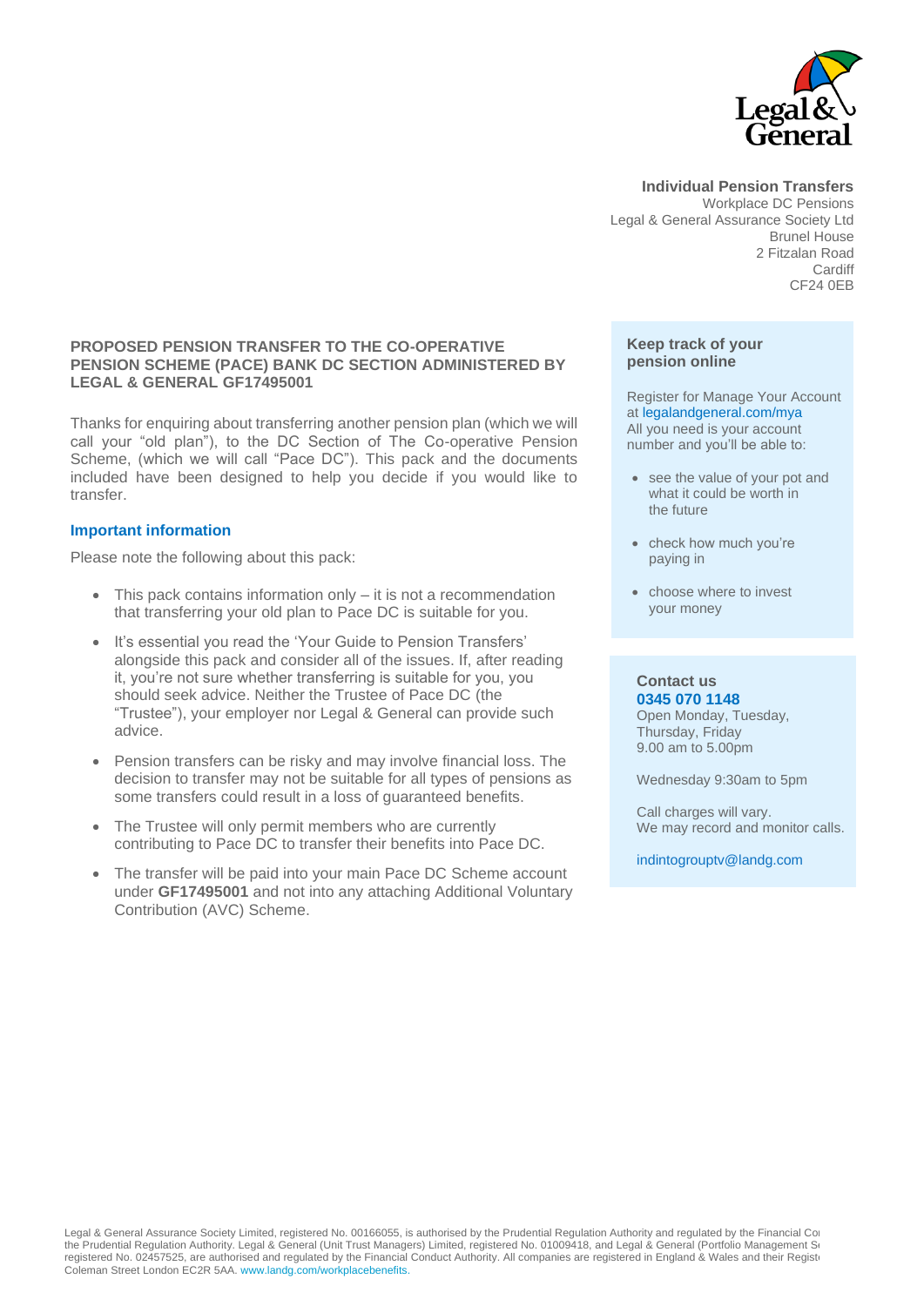**Individual Pension Transfers**
Workplace DC Pensions
Legal & General Assurance Society Ltd
Brunel House
2 Fitzalan Road
Cardiff
CF24 0EB

## PROPOSED PENSION TRANSFER TO THE CO-OPERATIVE PENSION SCHEME (PACE) BANK DC SECTION ADMINISTERED BY LEGAL & GENERAL GF17495001

Thanks for enquiring about transferring another pension plan (which we will call your "old plan"), to the DC Section of The Co-operative Pension Scheme, (which we will call "Pace DC"). This pack and the documents included have been designed to help you decide if you would like to transfer.

### Important information

Please note the following about this pack:

- This pack contains information only – it is not a recommendation that transferring your old plan to Pace DC is suitable for you.
- It's essential you read the 'Your Guide to Pension Transfers' alongside this pack and consider all of the issues. If, after reading it, you're not sure whether transferring is suitable for you, you should seek advice. Neither the Trustee of Pace DC (the "Trustee"), your employer nor Legal & General can provide such advice.
- Pension transfers can be risky and may involve financial loss. The decision to transfer may not be suitable for all types of pensions as some transfers could result in a loss of guaranteed benefits.
- The Trustee will only permit members who are currently contributing to Pace DC to transfer their benefits into Pace DC.
- The transfer will be paid into your main Pace DC Scheme account under **GF17495001** and not into any attaching Additional Voluntary Contribution (AVC) Scheme.

### Keep track of your pension online

Register for Manage Your Account at legalandgeneral.com/mya
All you need is your account number and you'll be able to:

- see the value of your pot and what it could be worth in the future
- check how much you're paying in
- choose where to invest your money

### Contact us

**0345 070 1148**
Open Monday, Tuesday, Thursday, Friday
9.00 am to 5.00pm

Wednesday 9:30am to 5pm

Call charges will vary.
We may record and monitor calls.

indintogrouptv@landg.com

Legal & General Assurance Society Limited, registered No. 00166055, is authorised by the Prudential Regulation Authority and regulated by the Financial Co the Prudential Regulation Authority. Legal & General (Unit Trust Managers) Limited, registered No. 01009418, and Legal & General (Portfolio Management S registered No. 02457525, are authorised and regulated by the Financial Conduct Authority. All companies are registered in England & Wales and their Regist Coleman Street London EC2R 5AA. www.landg.com/workplacebenefits.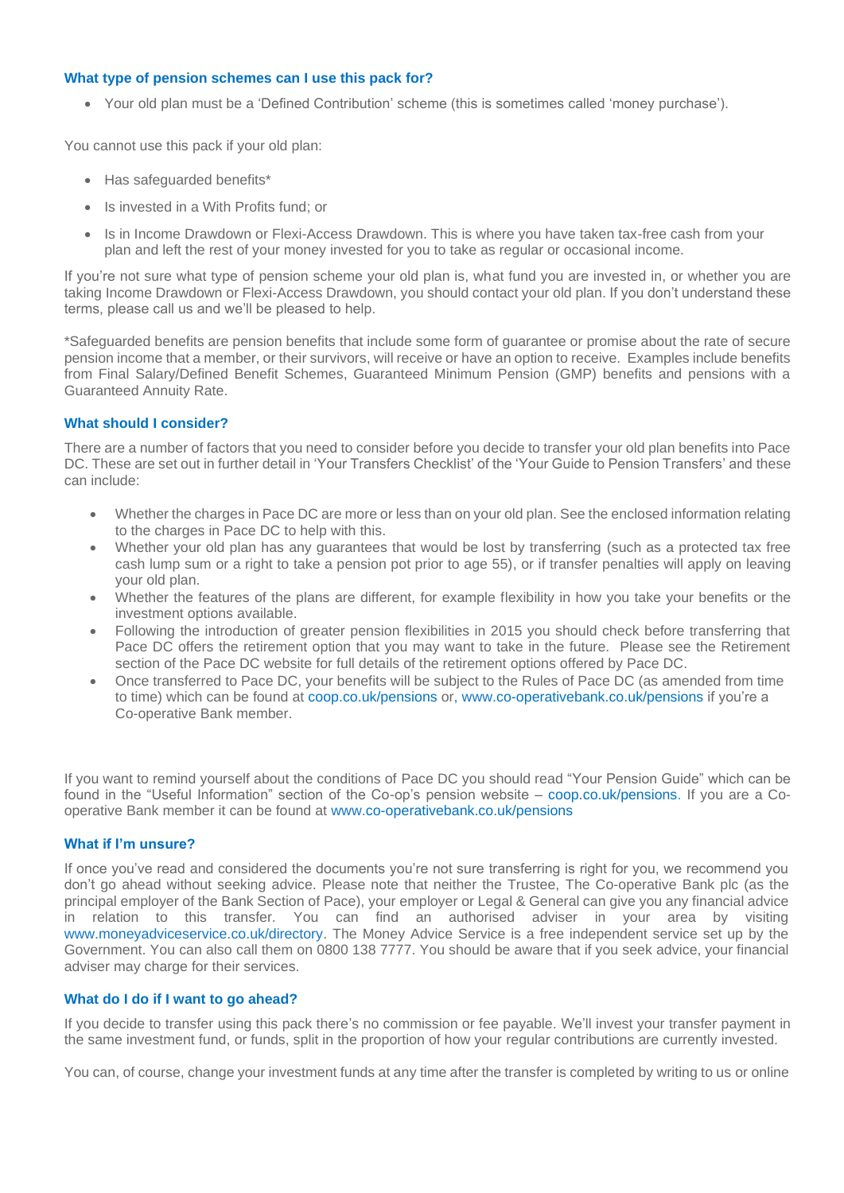### What type of pension schemes can I use this pack for?

- Your old plan must be a 'Defined Contribution' scheme (this is sometimes called 'money purchase').

You cannot use this pack if your old plan:

- Has safeguarded benefits*
- Is invested in a With Profits fund; or
- Is in Income Drawdown or Flexi-Access Drawdown. This is where you have taken tax-free cash from your plan and left the rest of your money invested for you to take as regular or occasional income.

If you're not sure what type of pension scheme your old plan is, what fund you are invested in, or whether you are taking Income Drawdown or Flexi-Access Drawdown, you should contact your old plan. If you don't understand these terms, please call us and we'll be pleased to help.

*Safeguarded benefits are pension benefits that include some form of guarantee or promise about the rate of secure pension income that a member, or their survivors, will receive or have an option to receive. Examples include benefits from Final Salary/Defined Benefit Schemes, Guaranteed Minimum Pension (GMP) benefits and pensions with a Guaranteed Annuity Rate.

### What should I consider?

There are a number of factors that you need to consider before you decide to transfer your old plan benefits into Pace DC. These are set out in further detail in 'Your Transfers Checklist' of the 'Your Guide to Pension Transfers' and these can include:

- Whether the charges in Pace DC are more or less than on your old plan. See the enclosed information relating to the charges in Pace DC to help with this.
- Whether your old plan has any guarantees that would be lost by transferring (such as a protected tax free cash lump sum or a right to take a pension pot prior to age 55), or if transfer penalties will apply on leaving your old plan.
- Whether the features of the plans are different, for example flexibility in how you take your benefits or the investment options available.
- Following the introduction of greater pension flexibilities in 2015 you should check before transferring that Pace DC offers the retirement option that you may want to take in the future. Please see the Retirement section of the Pace DC website for full details of the retirement options offered by Pace DC.
- Once transferred to Pace DC, your benefits will be subject to the Rules of Pace DC (as amended from time to time) which can be found at coop.co.uk/pensions or, www.co-operativebank.co.uk/pensions if you're a Co-operative Bank member.

If you want to remind yourself about the conditions of Pace DC you should read "Your Pension Guide" which can be found in the "Useful Information" section of the Co-op's pension website – coop.co.uk/pensions. If you are a Co-operative Bank member it can be found at www.co-operativebank.co.uk/pensions

### What if I'm unsure?

If once you've read and considered the documents you're not sure transferring is right for you, we recommend you don't go ahead without seeking advice. Please note that neither the Trustee, The Co-operative Bank plc (as the principal employer of the Bank Section of Pace), your employer or Legal & General can give you any financial advice in relation to this transfer. You can find an authorised adviser in your area by visiting www.moneyadviceservice.co.uk/directory. The Money Advice Service is a free independent service set up by the Government. You can also call them on 0800 138 7777. You should be aware that if you seek advice, your financial adviser may charge for their services.

### What do I do if I want to go ahead?

If you decide to transfer using this pack there's no commission or fee payable. We'll invest your transfer payment in the same investment fund, or funds, split in the proportion of how your regular contributions are currently invested.

You can, of course, change your investment funds at any time after the transfer is completed by writing to us or online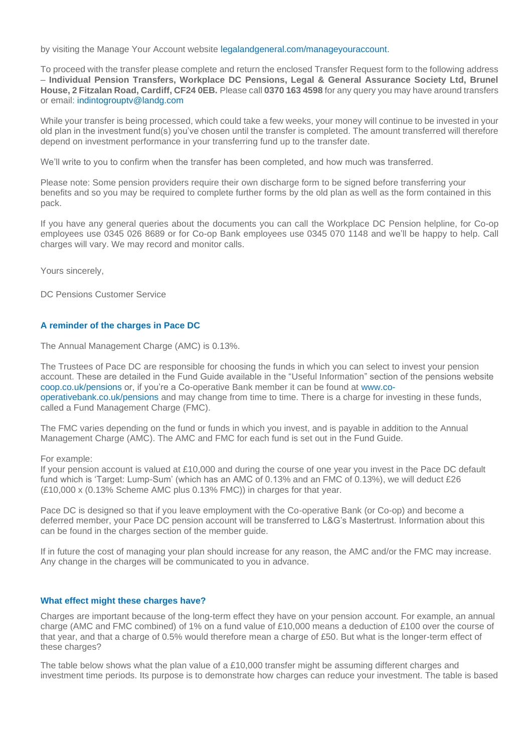by visiting the Manage Your Account website legalandgeneral.com/manageyouraccount.

To proceed with the transfer please complete and return the enclosed Transfer Request form to the following address – **Individual Pension Transfers, Workplace DC Pensions, Legal & General Assurance Society Ltd, Brunel House, 2 Fitzalan Road, Cardiff, CF24 0EB.** Please call **0370 163 4598** for any query you may have around transfers or email: indintogrouptv@landg.com

While your transfer is being processed, which could take a few weeks, your money will continue to be invested in your old plan in the investment fund(s) you've chosen until the transfer is completed. The amount transferred will therefore depend on investment performance in your transferring fund up to the transfer date.

We'll write to you to confirm when the transfer has been completed, and how much was transferred.

Please note: Some pension providers require their own discharge form to be signed before transferring your benefits and so you may be required to complete further forms by the old plan as well as the form contained in this pack.

If you have any general queries about the documents you can call the Workplace DC Pension helpline, for Co-op employees use 0345 026 8689 or for Co-op Bank employees use 0345 070 1148 and we'll be happy to help. Call charges will vary. We may record and monitor calls.

Yours sincerely,

DC Pensions Customer Service

### A reminder of the charges in Pace DC

The Annual Management Charge (AMC) is 0.13%.

The Trustees of Pace DC are responsible for choosing the funds in which you can select to invest your pension account. These are detailed in the Fund Guide available in the "Useful Information" section of the pensions website coop.co.uk/pensions or, if you're a Co-operative Bank member it can be found at www.co-operativebank.co.uk/pensions and may change from time to time. There is a charge for investing in these funds, called a Fund Management Charge (FMC).

The FMC varies depending on the fund or funds in which you invest, and is payable in addition to the Annual Management Charge (AMC). The AMC and FMC for each fund is set out in the Fund Guide.

For example:
If your pension account is valued at £10,000 and during the course of one year you invest in the Pace DC default fund which is 'Target: Lump-Sum' (which has an AMC of 0.13% and an FMC of 0.13%), we will deduct £26 (£10,000 x (0.13% Scheme AMC plus 0.13% FMC)) in charges for that year.

Pace DC is designed so that if you leave employment with the Co-operative Bank (or Co-op) and become a deferred member, your Pace DC pension account will be transferred to L&G's Mastertrust. Information about this can be found in the charges section of the member guide.

If in future the cost of managing your plan should increase for any reason, the AMC and/or the FMC may increase. Any change in the charges will be communicated to you in advance.

### What effect might these charges have?

Charges are important because of the long-term effect they have on your pension account. For example, an annual charge (AMC and FMC combined) of 1% on a fund value of £10,000 means a deduction of £100 over the course of that year, and that a charge of 0.5% would therefore mean a charge of £50. But what is the longer-term effect of these charges?

The table below shows what the plan value of a £10,000 transfer might be assuming different charges and investment time periods. Its purpose is to demonstrate how charges can reduce your investment. The table is based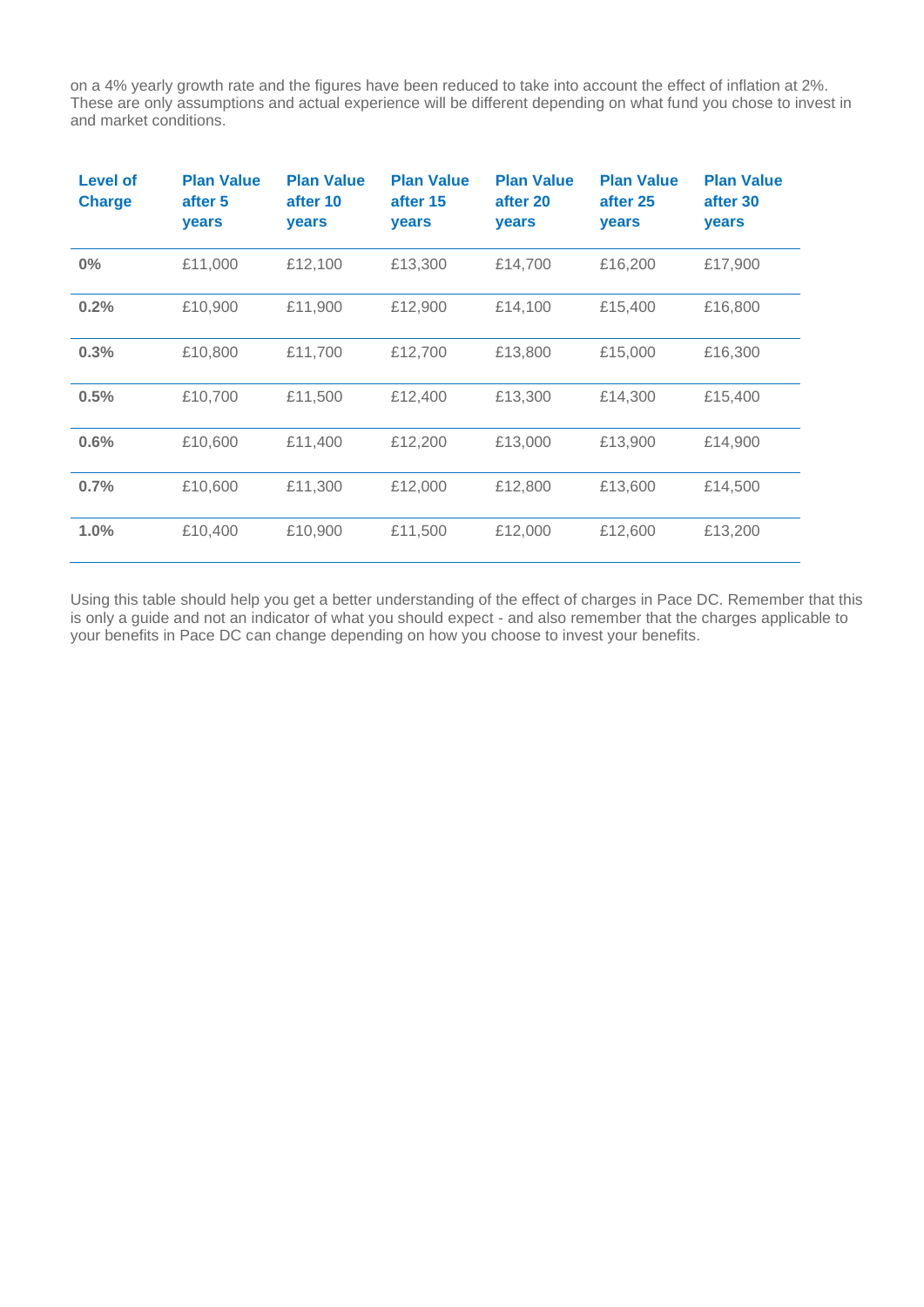on a 4% yearly growth rate and the figures have been reduced to take into account the effect of inflation at 2%. These are only assumptions and actual experience will be different depending on what fund you chose to invest in and market conditions.

| Level of Charge | Plan Value after 5 years | Plan Value after 10 years | Plan Value after 15 years | Plan Value after 20 years | Plan Value after 25 years | Plan Value after 30 years |
|---|---|---|---|---|---|---|
| **0%** | £11,000 | £12,100 | £13,300 | £14,700 | £16,200 | £17,900 |
| **0.2%** | £10,900 | £11,900 | £12,900 | £14,100 | £15,400 | £16,800 |
| **0.3%** | £10,800 | £11,700 | £12,700 | £13,800 | £15,000 | £16,300 |
| **0.5%** | £10,700 | £11,500 | £12,400 | £13,300 | £14,300 | £15,400 |
| **0.6%** | £10,600 | £11,400 | £12,200 | £13,000 | £13,900 | £14,900 |
| **0.7%** | £10,600 | £11,300 | £12,000 | £12,800 | £13,600 | £14,500 |
| **1.0%** | £10,400 | £10,900 | £11,500 | £12,000 | £12,600 | £13,200 |

Using this table should help you get a better understanding of the effect of charges in Pace DC. Remember that this is only a guide and not an indicator of what you should expect - and also remember that the charges applicable to your benefits in Pace DC can change depending on how you choose to invest your benefits.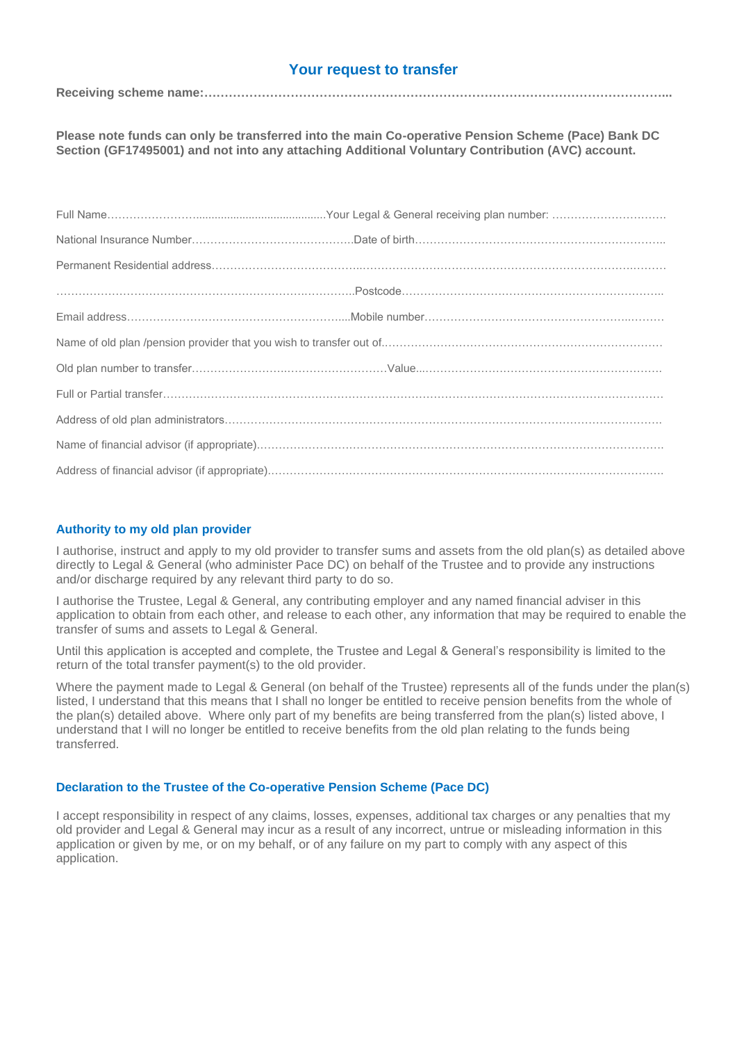## Your request to transfer

**Receiving scheme name:……………………………………………………………………………………………………...**

**Please note funds can only be transferred into the main Co-operative Pension Scheme (Pace) Bank DC Section (GF17495001) and not into any attaching Additional Voluntary Contribution (AVC) account.**

Full Name……………………...........................................Your Legal & General receiving plan number: ………………………….

National Insurance Number……………………………………..Date of birth…………………………………………………………..

Permanent Residential address………………………………...…………………………………………………………….…………

……………………………………………………….………….Postcode………………………………………………………………..

Email address……………………………………………….....Mobile number………………………………………………..………

Name of old plan /pension provider that you wish to transfer out of..………………………………………………………………

Old plan number to transfer……………………..………………………Value...………………………………………………………

Full or Partial transfer…………………………………………………………………………………………………………………

Address of old plan administrators……………………………………………………………………………………………….

Name of financial advisor (if appropriate)……………………………………………………………………………………………

Address of financial advisor (if appropriate)…………………………………………………………………………………………

### Authority to my old plan provider

I authorise, instruct and apply to my old provider to transfer sums and assets from the old plan(s) as detailed above directly to Legal & General (who administer Pace DC) on behalf of the Trustee and to provide any instructions and/or discharge required by any relevant third party to do so.

I authorise the Trustee, Legal & General, any contributing employer and any named financial adviser in this application to obtain from each other, and release to each other, any information that may be required to enable the transfer of sums and assets to Legal & General.

Until this application is accepted and complete, the Trustee and Legal & General's responsibility is limited to the return of the total transfer payment(s) to the old provider.

Where the payment made to Legal & General (on behalf of the Trustee) represents all of the funds under the plan(s) listed, I understand that this means that I shall no longer be entitled to receive pension benefits from the whole of the plan(s) detailed above. Where only part of my benefits are being transferred from the plan(s) listed above, I understand that I will no longer be entitled to receive benefits from the old plan relating to the funds being transferred.

### Declaration to the Trustee of the Co-operative Pension Scheme (Pace DC)

I accept responsibility in respect of any claims, losses, expenses, additional tax charges or any penalties that my old provider and Legal & General may incur as a result of any incorrect, untrue or misleading information in this application or given by me, or on my behalf, or of any failure on my part to comply with any aspect of this application.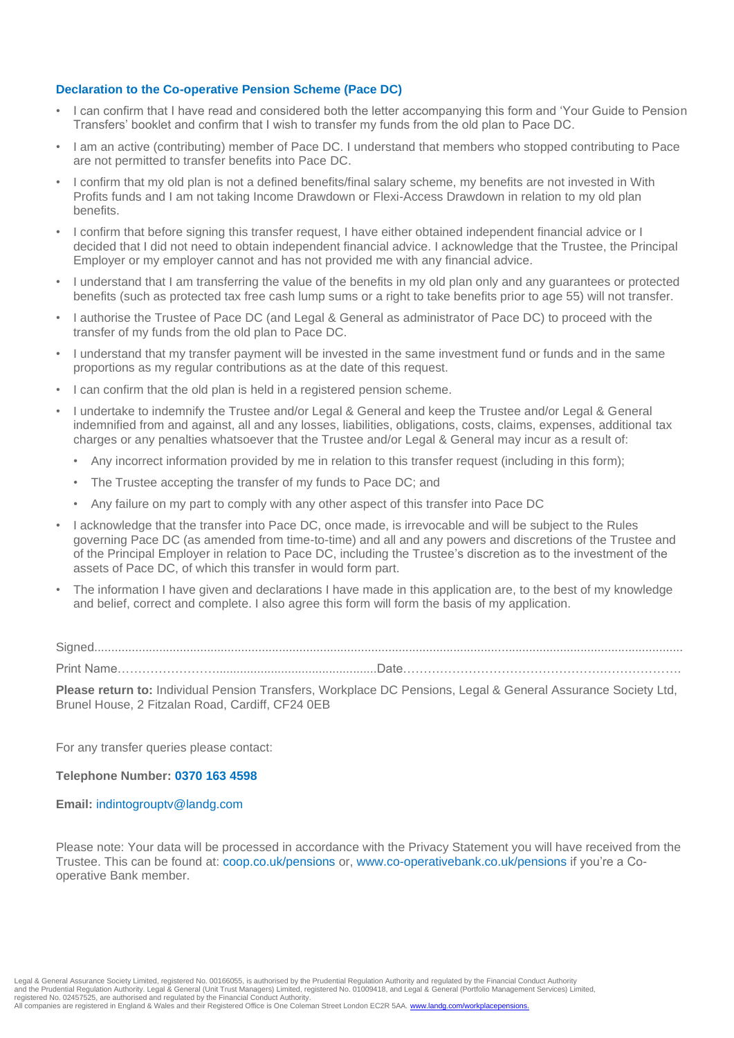### Declaration to the Co-operative Pension Scheme (Pace DC)

- I can confirm that I have read and considered both the letter accompanying this form and 'Your Guide to Pension Transfers' booklet and confirm that I wish to transfer my funds from the old plan to Pace DC.
- I am an active (contributing) member of Pace DC. I understand that members who stopped contributing to Pace are not permitted to transfer benefits into Pace DC.
- I confirm that my old plan is not a defined benefits/final salary scheme, my benefits are not invested in With Profits funds and I am not taking Income Drawdown or Flexi-Access Drawdown in relation to my old plan benefits.
- I confirm that before signing this transfer request, I have either obtained independent financial advice or I decided that I did not need to obtain independent financial advice. I acknowledge that the Trustee, the Principal Employer or my employer cannot and has not provided me with any financial advice.
- I understand that I am transferring the value of the benefits in my old plan only and any guarantees or protected benefits (such as protected tax free cash lump sums or a right to take benefits prior to age 55) will not transfer.
- I authorise the Trustee of Pace DC (and Legal & General as administrator of Pace DC) to proceed with the transfer of my funds from the old plan to Pace DC.
- I understand that my transfer payment will be invested in the same investment fund or funds and in the same proportions as my regular contributions as at the date of this request.
- I can confirm that the old plan is held in a registered pension scheme.
- I undertake to indemnify the Trustee and/or Legal & General and keep the Trustee and/or Legal & General indemnified from and against, all and any losses, liabilities, obligations, costs, claims, expenses, additional tax charges or any penalties whatsoever that the Trustee and/or Legal & General may incur as a result of:
  - Any incorrect information provided by me in relation to this transfer request (including in this form);
  - The Trustee accepting the transfer of my funds to Pace DC; and
  - Any failure on my part to comply with any other aspect of this transfer into Pace DC
- I acknowledge that the transfer into Pace DC, once made, is irrevocable and will be subject to the Rules governing Pace DC (as amended from time-to-time) and all and any powers and discretions of the Trustee and of the Principal Employer in relation to Pace DC, including the Trustee's discretion as to the investment of the assets of Pace DC, of which this transfer in would form part.
- The information I have given and declarations I have made in this application are, to the best of my knowledge and belief, correct and complete. I also agree this form will form the basis of my application.

Signed...........................................................................................................................................................................

Print Name………………………...............................................Date……………………………………………..……………….

**Please return to:** Individual Pension Transfers, Workplace DC Pensions, Legal & General Assurance Society Ltd, Brunel House, 2 Fitzalan Road, Cardiff, CF24 0EB

For any transfer queries please contact:

**Telephone Number: 0370 163 4598**

**Email:** indintogrouptv@landg.com

Please note: Your data will be processed in accordance with the Privacy Statement you will have received from the Trustee. This can be found at: coop.co.uk/pensions or, www.co-operativebank.co.uk/pensions if you're a Co-operative Bank member.

Legal & General Assurance Society Limited, registered No. 00166055, is authorised by the Prudential Regulation Authority and regulated by the Financial Conduct Authority and the Prudential Regulation Authority. Legal & General (Unit Trust Managers) Limited, registered No. 01009418, and Legal & General (Portfolio Management Services) Limited, registered No. 02457525, are authorised and regulated by the Financial Conduct Authority.
All companies are registered in England & Wales and their Registered Office is One Coleman Street London EC2R 5AA. www.landg.com/workplacepensions.